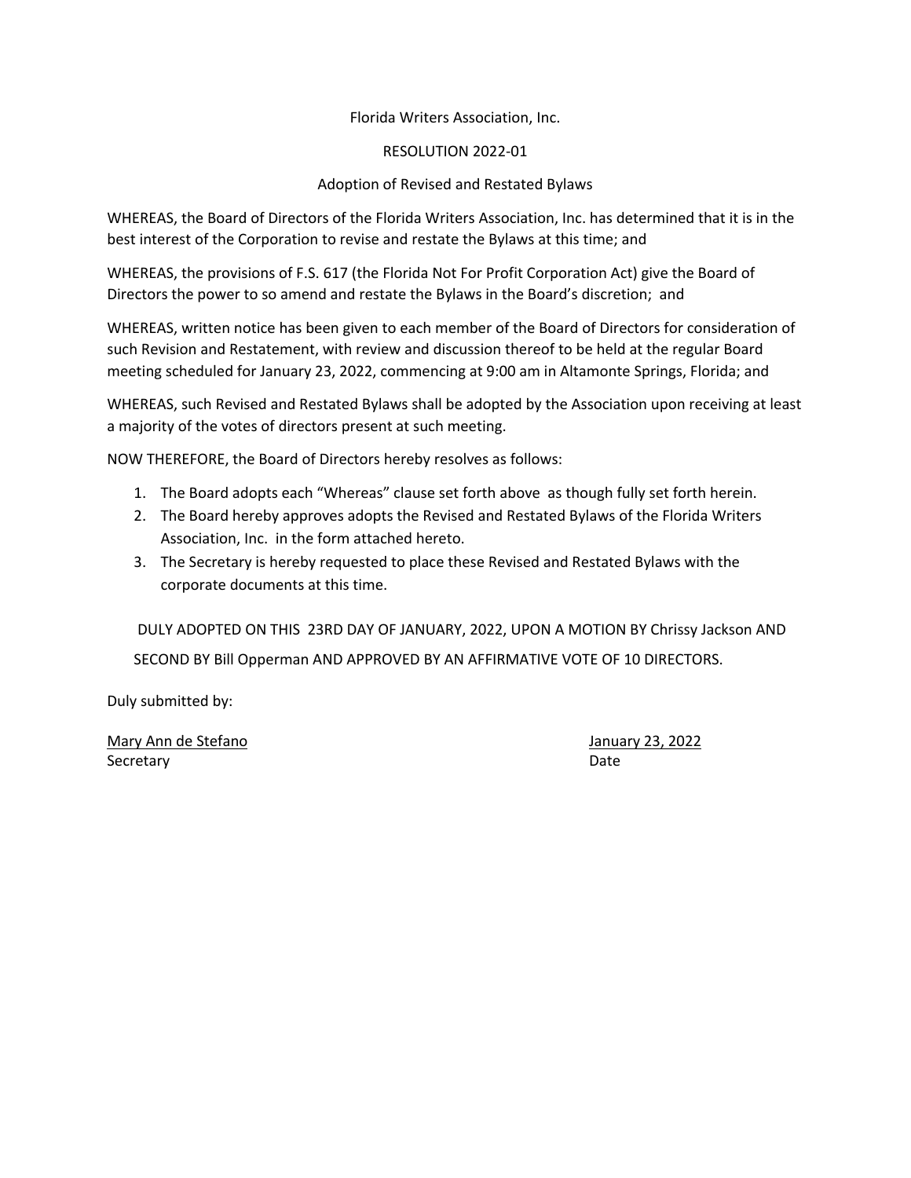Florida Writers Association, Inc.

RESOLUTION 2022-01

Adoption of Revised and Restated Bylaws

WHEREAS, the Board of Directors of the Florida Writers Association, Inc. has determined that it is in the best interest of the Corporation to revise and restate the Bylaws at this time; and

WHEREAS, the provisions of F.S. 617 (the Florida Not For Profit Corporation Act) give the Board of Directors the power to so amend and restate the Bylaws in the Board's discretion; and

WHEREAS, written notice has been given to each member of the Board of Directors for consideration of such Revision and Restatement, with review and discussion thereof to be held at the regular Board meeting scheduled for January 23, 2022, commencing at 9:00 am in Altamonte Springs, Florida; and

WHEREAS, such Revised and Restated Bylaws shall be adopted by the Association upon receiving at least a majority of the votes of directors present at such meeting.

NOW THEREFORE, the Board of Directors hereby resolves as follows:

1. The Board adopts each "Whereas" clause set forth above as though fully set forth herein.
2. The Board hereby approves adopts the Revised and Restated Bylaws of the Florida Writers Association, Inc. in the form attached hereto.
3. The Secretary is hereby requested to place these Revised and Restated Bylaws with the corporate documents at this time.

DULY ADOPTED ON THIS 23RD DAY OF JANUARY, 2022, UPON A MOTION BY Chrissy Jackson AND SECOND BY Bill Opperman AND APPROVED BY AN AFFIRMATIVE VOTE OF 10 DIRECTORS.

Duly submitted by:

Mary Ann de Stefano
Secretary

January 23, 2022
Date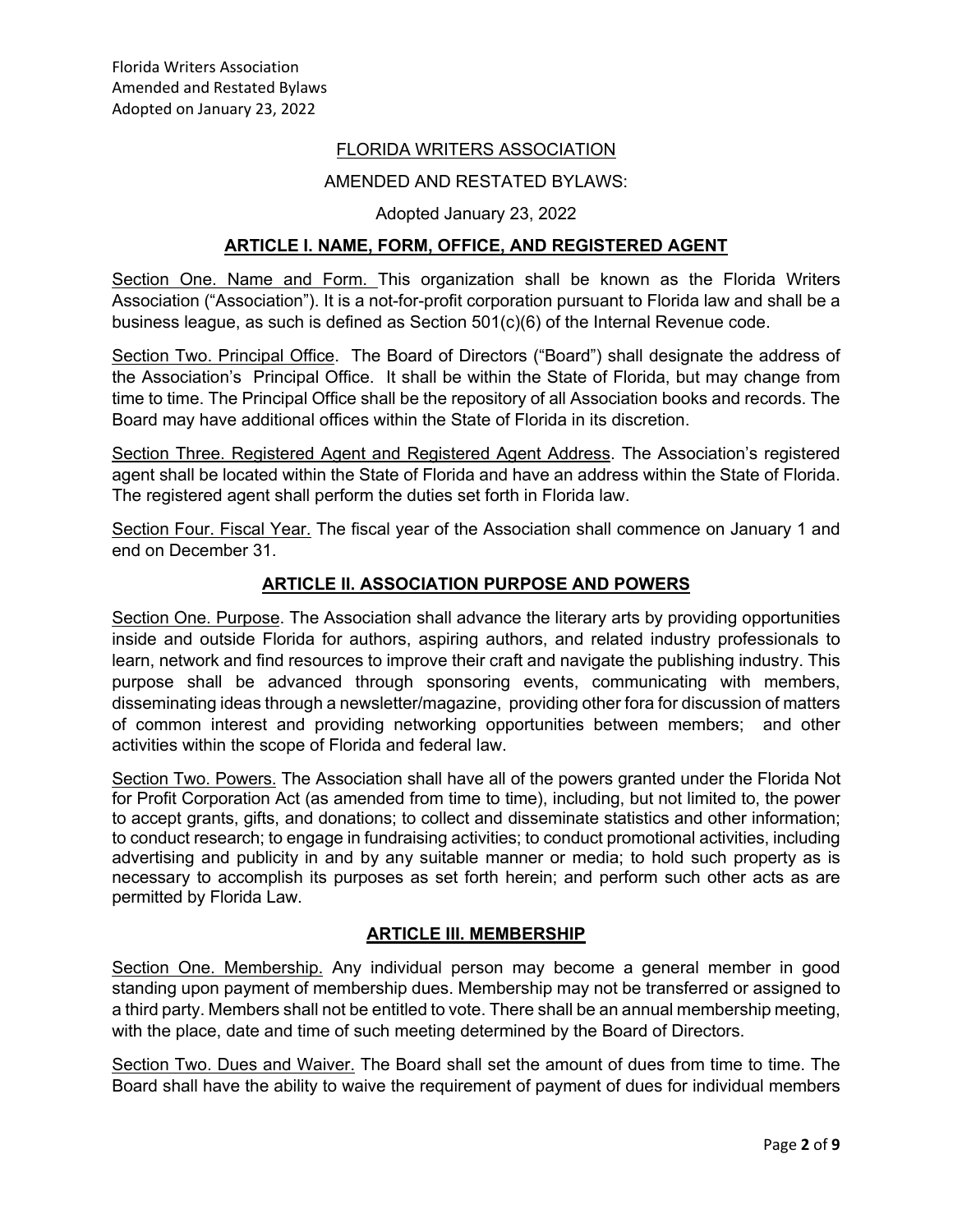# FLORIDA WRITERS ASSOCIATION

AMENDED AND RESTATED BYLAWS:

Adopted January 23, 2022

## ARTICLE I. NAME, FORM, OFFICE, AND REGISTERED AGENT

Section One. Name and Form. This organization shall be known as the Florida Writers Association ("Association"). It is a not-for-profit corporation pursuant to Florida law and shall be a business league, as such is defined as Section 501(c)(6) of the Internal Revenue code.

Section Two. Principal Office. The Board of Directors ("Board") shall designate the address of the Association's Principal Office. It shall be within the State of Florida, but may change from time to time. The Principal Office shall be the repository of all Association books and records. The Board may have additional offices within the State of Florida in its discretion.

Section Three. Registered Agent and Registered Agent Address. The Association's registered agent shall be located within the State of Florida and have an address within the State of Florida. The registered agent shall perform the duties set forth in Florida law.

Section Four. Fiscal Year. The fiscal year of the Association shall commence on January 1 and end on December 31.

## ARTICLE II. ASSOCIATION PURPOSE AND POWERS

Section One. Purpose. The Association shall advance the literary arts by providing opportunities inside and outside Florida for authors, aspiring authors, and related industry professionals to learn, network and find resources to improve their craft and navigate the publishing industry. This purpose shall be advanced through sponsoring events, communicating with members, disseminating ideas through a newsletter/magazine, providing other fora for discussion of matters of common interest and providing networking opportunities between members; and other activities within the scope of Florida and federal law.

Section Two. Powers. The Association shall have all of the powers granted under the Florida Not for Profit Corporation Act (as amended from time to time), including, but not limited to, the power to accept grants, gifts, and donations; to collect and disseminate statistics and other information; to conduct research; to engage in fundraising activities; to conduct promotional activities, including advertising and publicity in and by any suitable manner or media; to hold such property as is necessary to accomplish its purposes as set forth herein; and perform such other acts as are permitted by Florida Law.

## ARTICLE III. MEMBERSHIP

Section One. Membership. Any individual person may become a general member in good standing upon payment of membership dues. Membership may not be transferred or assigned to a third party. Members shall not be entitled to vote. There shall be an annual membership meeting, with the place, date and time of such meeting determined by the Board of Directors.

Section Two. Dues and Waiver. The Board shall set the amount of dues from time to time. The Board shall have the ability to waive the requirement of payment of dues for individual members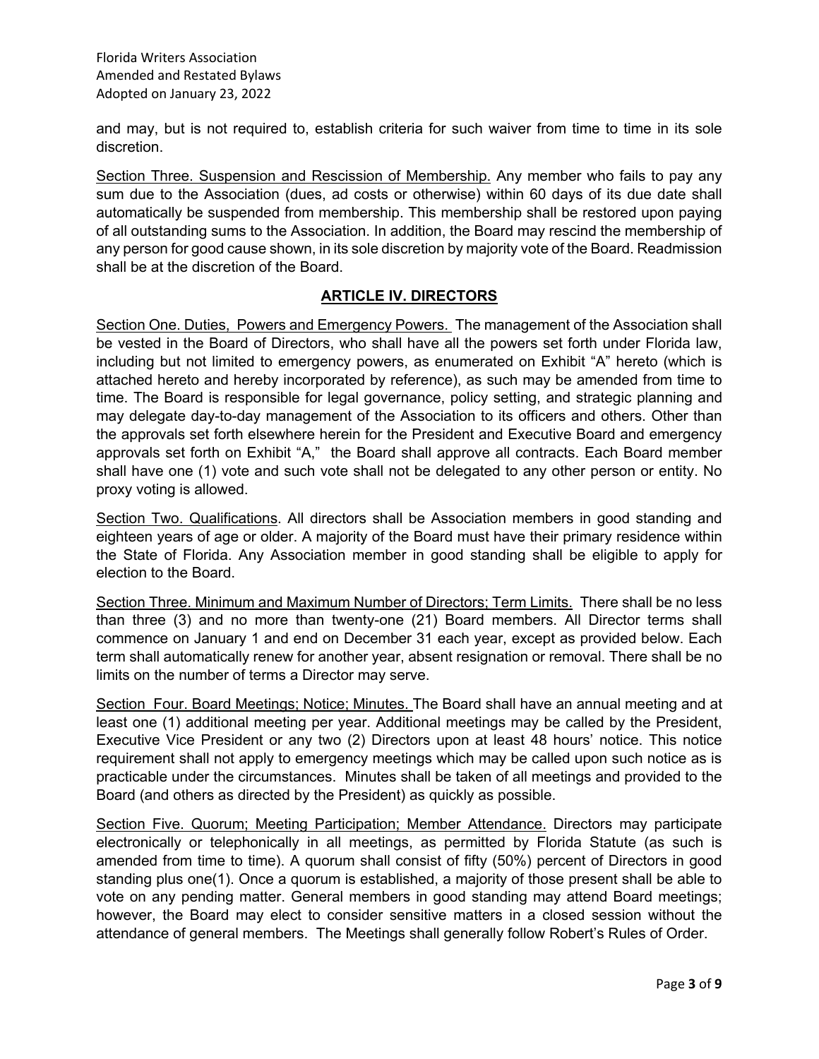and may, but is not required to, establish criteria for such waiver from time to time in its sole discretion.

Section Three. Suspension and Rescission of Membership. Any member who fails to pay any sum due to the Association (dues, ad costs or otherwise) within 60 days of its due date shall automatically be suspended from membership. This membership shall be restored upon paying of all outstanding sums to the Association. In addition, the Board may rescind the membership of any person for good cause shown, in its sole discretion by majority vote of the Board. Readmission shall be at the discretion of the Board.

## ARTICLE IV. DIRECTORS

Section One. Duties, Powers and Emergency Powers. The management of the Association shall be vested in the Board of Directors, who shall have all the powers set forth under Florida law, including but not limited to emergency powers, as enumerated on Exhibit "A" hereto (which is attached hereto and hereby incorporated by reference), as such may be amended from time to time. The Board is responsible for legal governance, policy setting, and strategic planning and may delegate day-to-day management of the Association to its officers and others. Other than the approvals set forth elsewhere herein for the President and Executive Board and emergency approvals set forth on Exhibit "A," the Board shall approve all contracts. Each Board member shall have one (1) vote and such vote shall not be delegated to any other person or entity. No proxy voting is allowed.

Section Two. Qualifications. All directors shall be Association members in good standing and eighteen years of age or older. A majority of the Board must have their primary residence within the State of Florida. Any Association member in good standing shall be eligible to apply for election to the Board.

Section Three. Minimum and Maximum Number of Directors; Term Limits. There shall be no less than three (3) and no more than twenty-one (21) Board members. All Director terms shall commence on January 1 and end on December 31 each year, except as provided below. Each term shall automatically renew for another year, absent resignation or removal. There shall be no limits on the number of terms a Director may serve.

Section Four. Board Meetings; Notice; Minutes. The Board shall have an annual meeting and at least one (1) additional meeting per year. Additional meetings may be called by the President, Executive Vice President or any two (2) Directors upon at least 48 hours' notice. This notice requirement shall not apply to emergency meetings which may be called upon such notice as is practicable under the circumstances. Minutes shall be taken of all meetings and provided to the Board (and others as directed by the President) as quickly as possible.

Section Five. Quorum; Meeting Participation; Member Attendance. Directors may participate electronically or telephonically in all meetings, as permitted by Florida Statute (as such is amended from time to time). A quorum shall consist of fifty (50%) percent of Directors in good standing plus one(1). Once a quorum is established, a majority of those present shall be able to vote on any pending matter. General members in good standing may attend Board meetings; however, the Board may elect to consider sensitive matters in a closed session without the attendance of general members. The Meetings shall generally follow Robert's Rules of Order.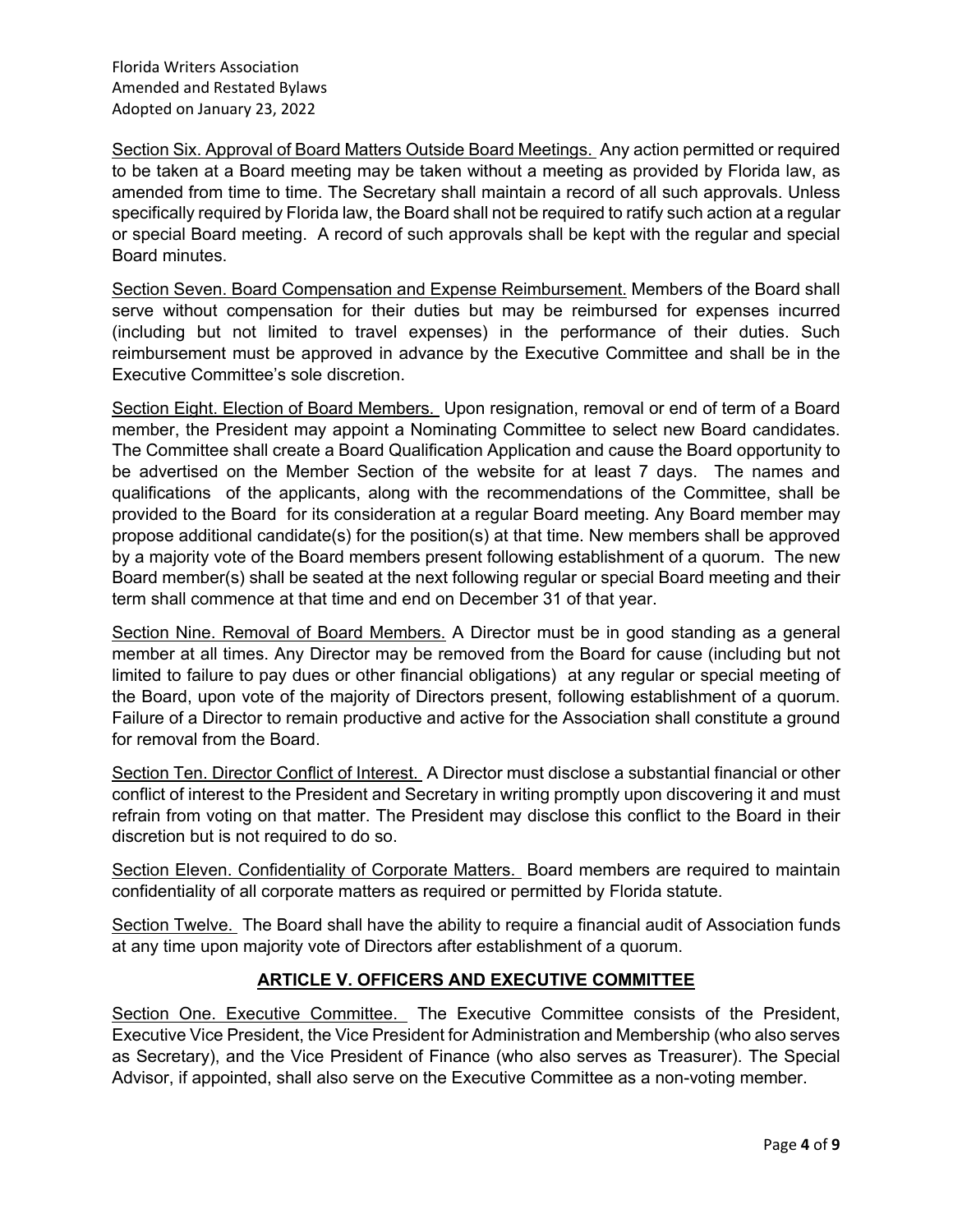Section Six. Approval of Board Matters Outside Board Meetings. Any action permitted or required to be taken at a Board meeting may be taken without a meeting as provided by Florida law, as amended from time to time. The Secretary shall maintain a record of all such approvals. Unless specifically required by Florida law, the Board shall not be required to ratify such action at a regular or special Board meeting. A record of such approvals shall be kept with the regular and special Board minutes.

Section Seven. Board Compensation and Expense Reimbursement. Members of the Board shall serve without compensation for their duties but may be reimbursed for expenses incurred (including but not limited to travel expenses) in the performance of their duties. Such reimbursement must be approved in advance by the Executive Committee and shall be in the Executive Committee's sole discretion.

Section Eight. Election of Board Members. Upon resignation, removal or end of term of a Board member, the President may appoint a Nominating Committee to select new Board candidates. The Committee shall create a Board Qualification Application and cause the Board opportunity to be advertised on the Member Section of the website for at least 7 days. The names and qualifications of the applicants, along with the recommendations of the Committee, shall be provided to the Board for its consideration at a regular Board meeting. Any Board member may propose additional candidate(s) for the position(s) at that time. New members shall be approved by a majority vote of the Board members present following establishment of a quorum. The new Board member(s) shall be seated at the next following regular or special Board meeting and their term shall commence at that time and end on December 31 of that year.

Section Nine. Removal of Board Members. A Director must be in good standing as a general member at all times. Any Director may be removed from the Board for cause (including but not limited to failure to pay dues or other financial obligations) at any regular or special meeting of the Board, upon vote of the majority of Directors present, following establishment of a quorum. Failure of a Director to remain productive and active for the Association shall constitute a ground for removal from the Board.

Section Ten. Director Conflict of Interest. A Director must disclose a substantial financial or other conflict of interest to the President and Secretary in writing promptly upon discovering it and must refrain from voting on that matter. The President may disclose this conflict to the Board in their discretion but is not required to do so.

Section Eleven. Confidentiality of Corporate Matters. Board members are required to maintain confidentiality of all corporate matters as required or permitted by Florida statute.

Section Twelve. The Board shall have the ability to require a financial audit of Association funds at any time upon majority vote of Directors after establishment of a quorum.

## ARTICLE V. OFFICERS AND EXECUTIVE COMMITTEE

Section One. Executive Committee. The Executive Committee consists of the President, Executive Vice President, the Vice President for Administration and Membership (who also serves as Secretary), and the Vice President of Finance (who also serves as Treasurer). The Special Advisor, if appointed, shall also serve on the Executive Committee as a non-voting member.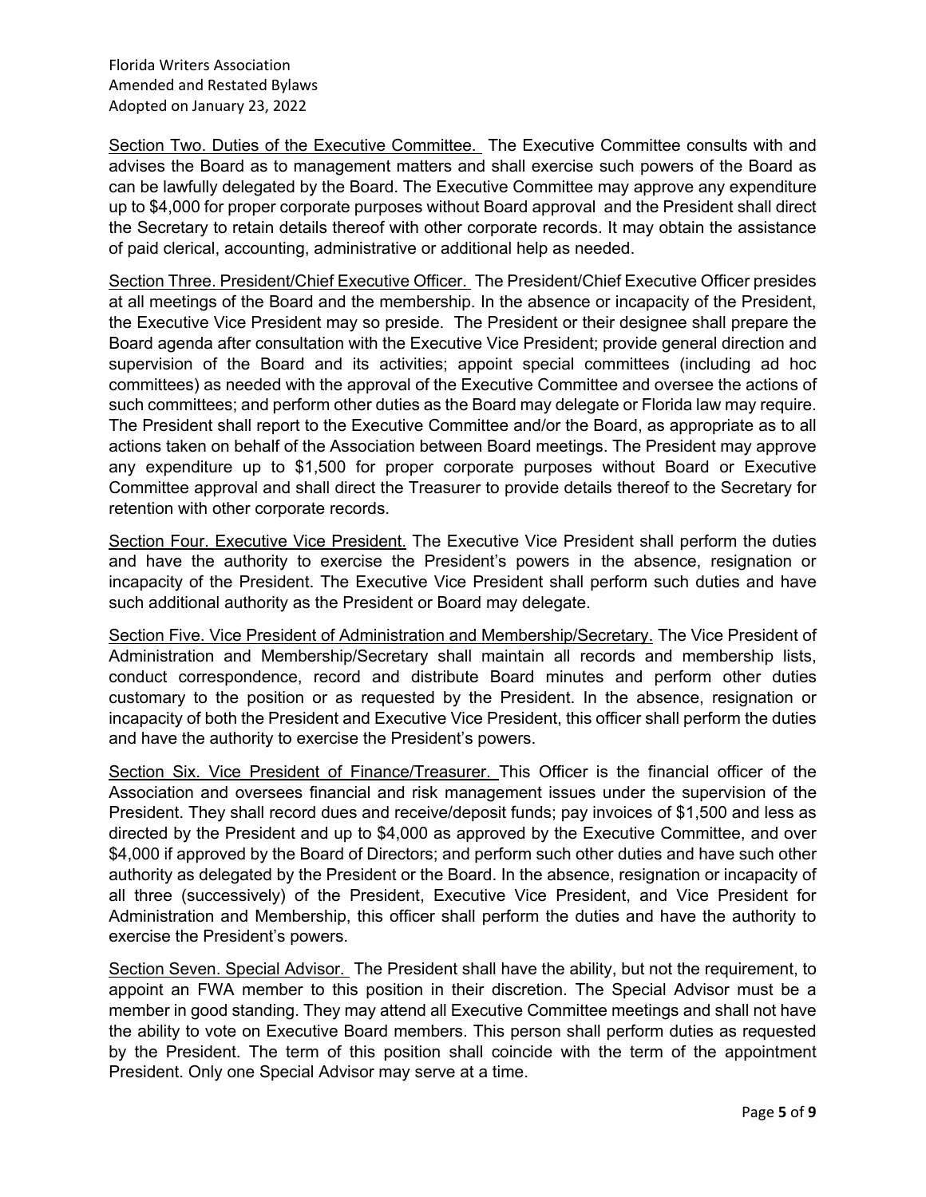Section Two. Duties of the Executive Committee. The Executive Committee consults with and advises the Board as to management matters and shall exercise such powers of the Board as can be lawfully delegated by the Board. The Executive Committee may approve any expenditure up to $4,000 for proper corporate purposes without Board approval and the President shall direct the Secretary to retain details thereof with other corporate records. It may obtain the assistance of paid clerical, accounting, administrative or additional help as needed.

Section Three. President/Chief Executive Officer. The President/Chief Executive Officer presides at all meetings of the Board and the membership. In the absence or incapacity of the President, the Executive Vice President may so preside. The President or their designee shall prepare the Board agenda after consultation with the Executive Vice President; provide general direction and supervision of the Board and its activities; appoint special committees (including ad hoc committees) as needed with the approval of the Executive Committee and oversee the actions of such committees; and perform other duties as the Board may delegate or Florida law may require. The President shall report to the Executive Committee and/or the Board, as appropriate as to all actions taken on behalf of the Association between Board meetings. The President may approve any expenditure up to $1,500 for proper corporate purposes without Board or Executive Committee approval and shall direct the Treasurer to provide details thereof to the Secretary for retention with other corporate records.

Section Four. Executive Vice President. The Executive Vice President shall perform the duties and have the authority to exercise the President's powers in the absence, resignation or incapacity of the President. The Executive Vice President shall perform such duties and have such additional authority as the President or Board may delegate.

Section Five. Vice President of Administration and Membership/Secretary. The Vice President of Administration and Membership/Secretary shall maintain all records and membership lists, conduct correspondence, record and distribute Board minutes and perform other duties customary to the position or as requested by the President. In the absence, resignation or incapacity of both the President and Executive Vice President, this officer shall perform the duties and have the authority to exercise the President's powers.

Section Six. Vice President of Finance/Treasurer. This Officer is the financial officer of the Association and oversees financial and risk management issues under the supervision of the President. They shall record dues and receive/deposit funds; pay invoices of $1,500 and less as directed by the President and up to $4,000 as approved by the Executive Committee, and over $4,000 if approved by the Board of Directors; and perform such other duties and have such other authority as delegated by the President or the Board. In the absence, resignation or incapacity of all three (successively) of the President, Executive Vice President, and Vice President for Administration and Membership, this officer shall perform the duties and have the authority to exercise the President's powers.

Section Seven. Special Advisor. The President shall have the ability, but not the requirement, to appoint an FWA member to this position in their discretion. The Special Advisor must be a member in good standing. They may attend all Executive Committee meetings and shall not have the ability to vote on Executive Board members. This person shall perform duties as requested by the President. The term of this position shall coincide with the term of the appointment President. Only one Special Advisor may serve at a time.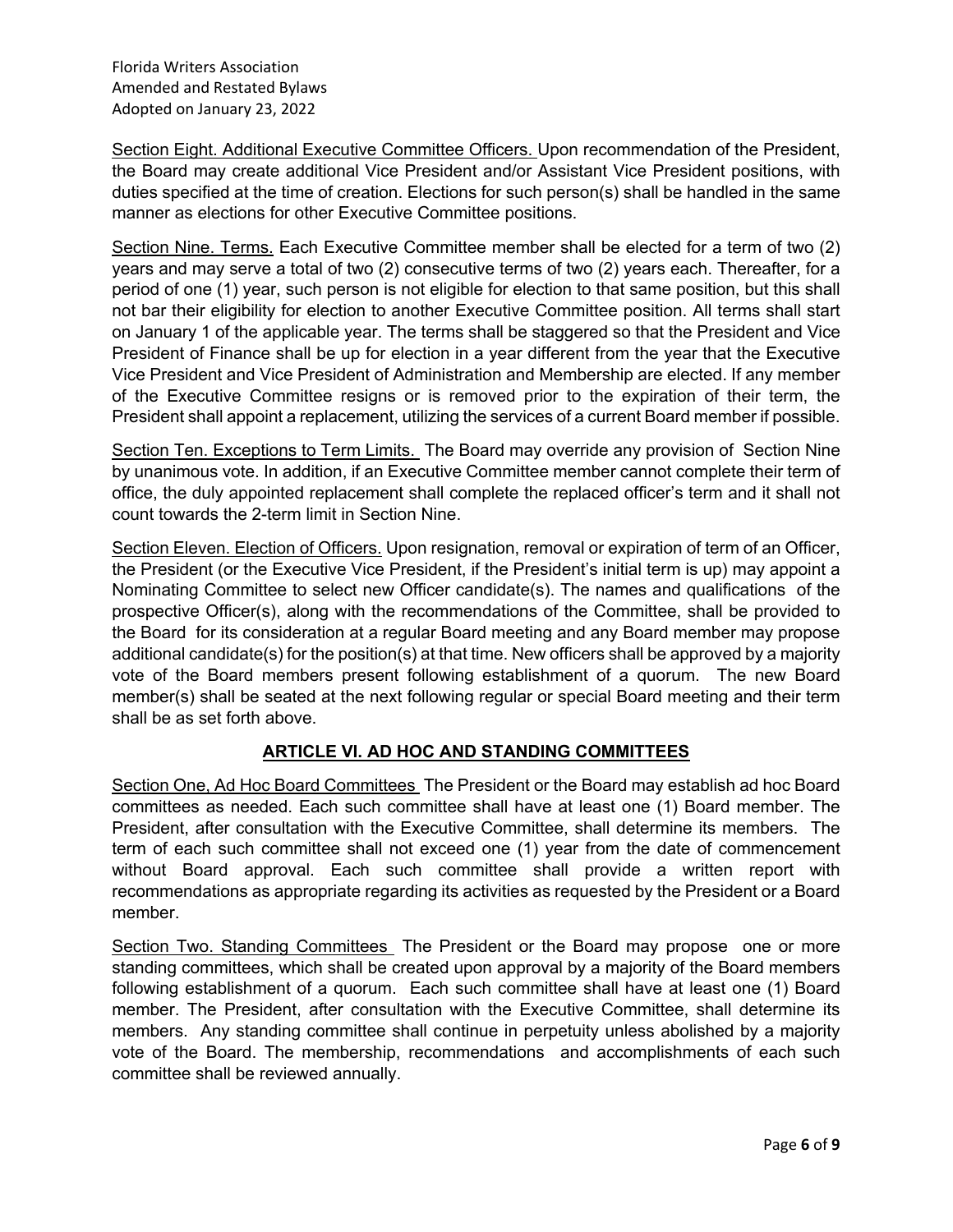Section Eight. Additional Executive Committee Officers. Upon recommendation of the President, the Board may create additional Vice President and/or Assistant Vice President positions, with duties specified at the time of creation. Elections for such person(s) shall be handled in the same manner as elections for other Executive Committee positions.

Section Nine. Terms. Each Executive Committee member shall be elected for a term of two (2) years and may serve a total of two (2) consecutive terms of two (2) years each. Thereafter, for a period of one (1) year, such person is not eligible for election to that same position, but this shall not bar their eligibility for election to another Executive Committee position. All terms shall start on January 1 of the applicable year. The terms shall be staggered so that the President and Vice President of Finance shall be up for election in a year different from the year that the Executive Vice President and Vice President of Administration and Membership are elected. If any member of the Executive Committee resigns or is removed prior to the expiration of their term, the President shall appoint a replacement, utilizing the services of a current Board member if possible.

Section Ten. Exceptions to Term Limits. The Board may override any provision of Section Nine by unanimous vote. In addition, if an Executive Committee member cannot complete their term of office, the duly appointed replacement shall complete the replaced officer's term and it shall not count towards the 2-term limit in Section Nine.

Section Eleven. Election of Officers. Upon resignation, removal or expiration of term of an Officer, the President (or the Executive Vice President, if the President's initial term is up) may appoint a Nominating Committee to select new Officer candidate(s). The names and qualifications of the prospective Officer(s), along with the recommendations of the Committee, shall be provided to the Board for its consideration at a regular Board meeting and any Board member may propose additional candidate(s) for the position(s) at that time. New officers shall be approved by a majority vote of the Board members present following establishment of a quorum. The new Board member(s) shall be seated at the next following regular or special Board meeting and their term shall be as set forth above.

## ARTICLE VI. AD HOC AND STANDING COMMITTEES

Section One, Ad Hoc Board Committees The President or the Board may establish ad hoc Board committees as needed. Each such committee shall have at least one (1) Board member. The President, after consultation with the Executive Committee, shall determine its members. The term of each such committee shall not exceed one (1) year from the date of commencement without Board approval. Each such committee shall provide a written report with recommendations as appropriate regarding its activities as requested by the President or a Board member.

Section Two. Standing Committees The President or the Board may propose one or more standing committees, which shall be created upon approval by a majority of the Board members following establishment of a quorum. Each such committee shall have at least one (1) Board member. The President, after consultation with the Executive Committee, shall determine its members. Any standing committee shall continue in perpetuity unless abolished by a majority vote of the Board. The membership, recommendations and accomplishments of each such committee shall be reviewed annually.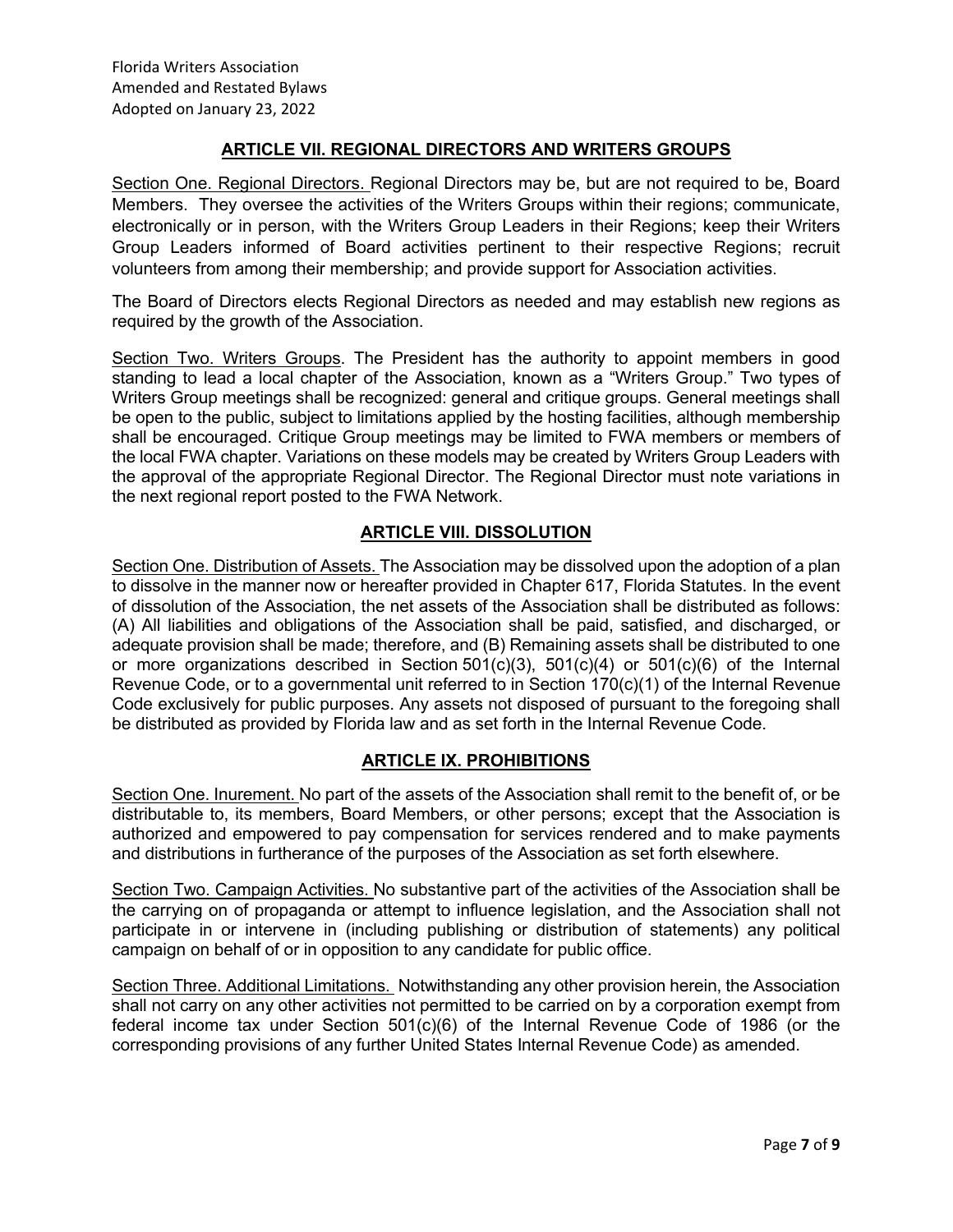## ARTICLE VII. REGIONAL DIRECTORS AND WRITERS GROUPS

Section One. Regional Directors. Regional Directors may be, but are not required to be, Board Members. They oversee the activities of the Writers Groups within their regions; communicate, electronically or in person, with the Writers Group Leaders in their Regions; keep their Writers Group Leaders informed of Board activities pertinent to their respective Regions; recruit volunteers from among their membership; and provide support for Association activities.

The Board of Directors elects Regional Directors as needed and may establish new regions as required by the growth of the Association.

Section Two. Writers Groups. The President has the authority to appoint members in good standing to lead a local chapter of the Association, known as a "Writers Group." Two types of Writers Group meetings shall be recognized: general and critique groups. General meetings shall be open to the public, subject to limitations applied by the hosting facilities, although membership shall be encouraged. Critique Group meetings may be limited to FWA members or members of the local FWA chapter. Variations on these models may be created by Writers Group Leaders with the approval of the appropriate Regional Director. The Regional Director must note variations in the next regional report posted to the FWA Network.

## ARTICLE VIII. DISSOLUTION

Section One. Distribution of Assets. The Association may be dissolved upon the adoption of a plan to dissolve in the manner now or hereafter provided in Chapter 617, Florida Statutes. In the event of dissolution of the Association, the net assets of the Association shall be distributed as follows: (A) All liabilities and obligations of the Association shall be paid, satisfied, and discharged, or adequate provision shall be made; therefore, and (B) Remaining assets shall be distributed to one or more organizations described in Section 501(c)(3), 501(c)(4) or 501(c)(6) of the Internal Revenue Code, or to a governmental unit referred to in Section 170(c)(1) of the Internal Revenue Code exclusively for public purposes. Any assets not disposed of pursuant to the foregoing shall be distributed as provided by Florida law and as set forth in the Internal Revenue Code.

## ARTICLE IX. PROHIBITIONS

Section One. Inurement. No part of the assets of the Association shall remit to the benefit of, or be distributable to, its members, Board Members, or other persons; except that the Association is authorized and empowered to pay compensation for services rendered and to make payments and distributions in furtherance of the purposes of the Association as set forth elsewhere.

Section Two. Campaign Activities. No substantive part of the activities of the Association shall be the carrying on of propaganda or attempt to influence legislation, and the Association shall not participate in or intervene in (including publishing or distribution of statements) any political campaign on behalf of or in opposition to any candidate for public office.

Section Three. Additional Limitations. Notwithstanding any other provision herein, the Association shall not carry on any other activities not permitted to be carried on by a corporation exempt from federal income tax under Section 501(c)(6) of the Internal Revenue Code of 1986 (or the corresponding provisions of any further United States Internal Revenue Code) as amended.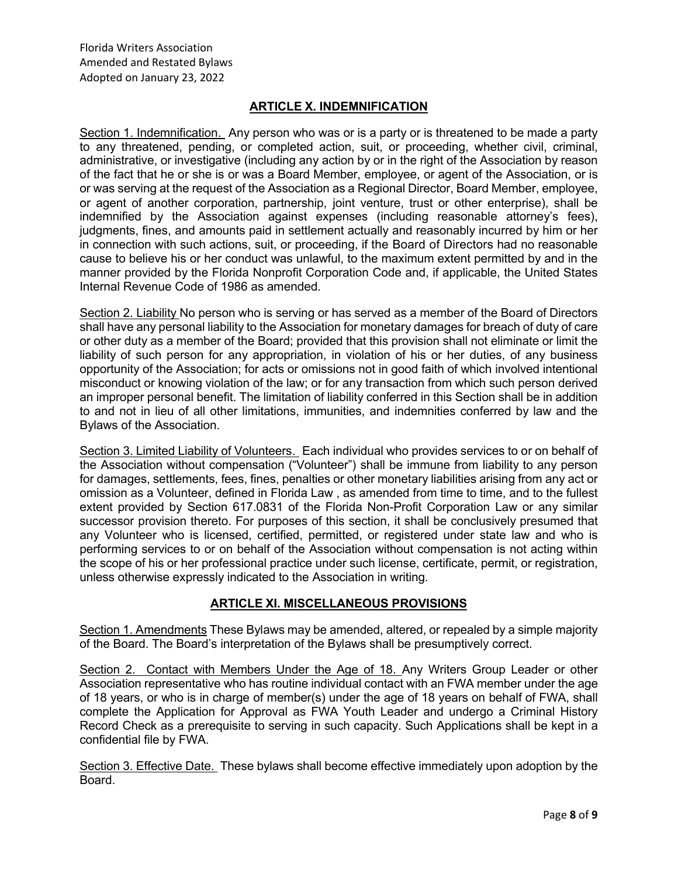## ARTICLE X. INDEMNIFICATION

Section 1. Indemnification. Any person who was or is a party or is threatened to be made a party to any threatened, pending, or completed action, suit, or proceeding, whether civil, criminal, administrative, or investigative (including any action by or in the right of the Association by reason of the fact that he or she is or was a Board Member, employee, or agent of the Association, or is or was serving at the request of the Association as a Regional Director, Board Member, employee, or agent of another corporation, partnership, joint venture, trust or other enterprise), shall be indemnified by the Association against expenses (including reasonable attorney's fees), judgments, fines, and amounts paid in settlement actually and reasonably incurred by him or her in connection with such actions, suit, or proceeding, if the Board of Directors had no reasonable cause to believe his or her conduct was unlawful, to the maximum extent permitted by and in the manner provided by the Florida Nonprofit Corporation Code and, if applicable, the United States Internal Revenue Code of 1986 as amended.

Section 2. Liability No person who is serving or has served as a member of the Board of Directors shall have any personal liability to the Association for monetary damages for breach of duty of care or other duty as a member of the Board; provided that this provision shall not eliminate or limit the liability of such person for any appropriation, in violation of his or her duties, of any business opportunity of the Association; for acts or omissions not in good faith of which involved intentional misconduct or knowing violation of the law; or for any transaction from which such person derived an improper personal benefit. The limitation of liability conferred in this Section shall be in addition to and not in lieu of all other limitations, immunities, and indemnities conferred by law and the Bylaws of the Association.

Section 3. Limited Liability of Volunteers. Each individual who provides services to or on behalf of the Association without compensation ("Volunteer") shall be immune from liability to any person for damages, settlements, fees, fines, penalties or other monetary liabilities arising from any act or omission as a Volunteer, defined in Florida Law , as amended from time to time, and to the fullest extent provided by Section 617.0831 of the Florida Non-Profit Corporation Law or any similar successor provision thereto. For purposes of this section, it shall be conclusively presumed that any Volunteer who is licensed, certified, permitted, or registered under state law and who is performing services to or on behalf of the Association without compensation is not acting within the scope of his or her professional practice under such license, certificate, permit, or registration, unless otherwise expressly indicated to the Association in writing.

## ARTICLE XI. MISCELLANEOUS PROVISIONS

Section 1. Amendments These Bylaws may be amended, altered, or repealed by a simple majority of the Board. The Board's interpretation of the Bylaws shall be presumptively correct.

Section 2. Contact with Members Under the Age of 18. Any Writers Group Leader or other Association representative who has routine individual contact with an FWA member under the age of 18 years, or who is in charge of member(s) under the age of 18 years on behalf of FWA, shall complete the Application for Approval as FWA Youth Leader and undergo a Criminal History Record Check as a prerequisite to serving in such capacity. Such Applications shall be kept in a confidential file by FWA.

Section 3. Effective Date. These bylaws shall become effective immediately upon adoption by the Board.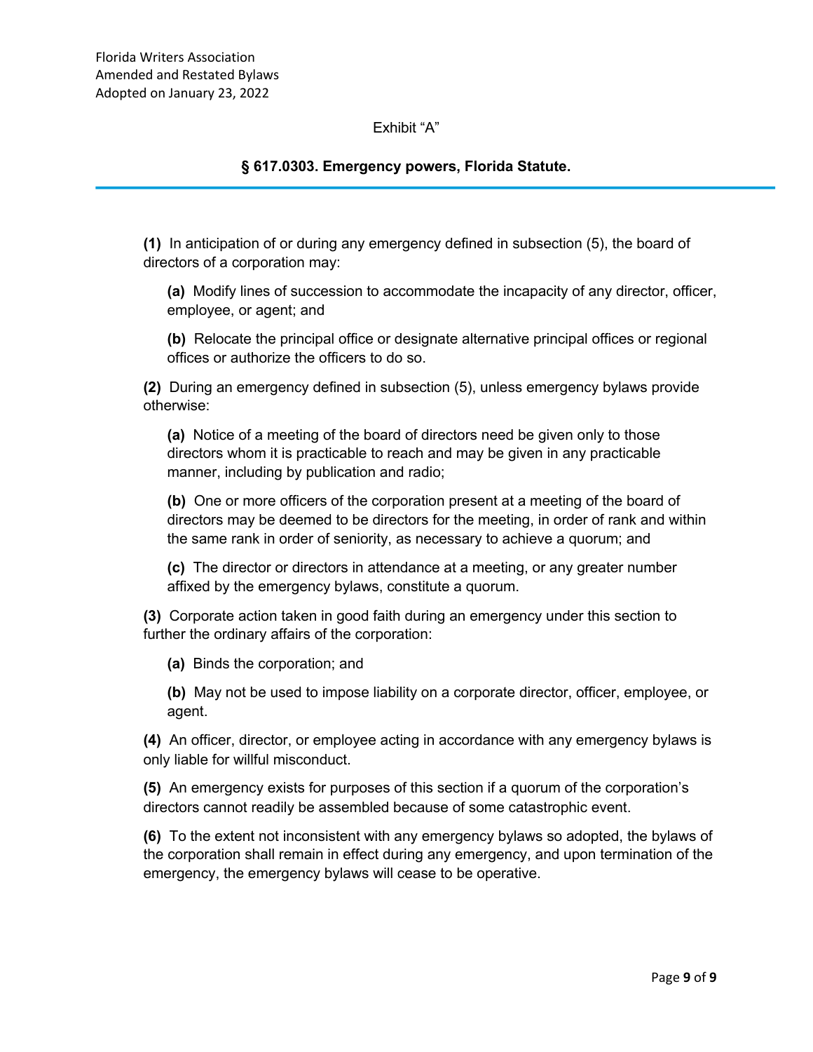Exhibit "A"

## § 617.0303. Emergency powers, Florida Statute.

**(1)** In anticipation of or during any emergency defined in subsection (5), the board of directors of a corporation may:

**(a)** Modify lines of succession to accommodate the incapacity of any director, officer, employee, or agent; and

**(b)** Relocate the principal office or designate alternative principal offices or regional offices or authorize the officers to do so.

**(2)** During an emergency defined in subsection (5), unless emergency bylaws provide otherwise:

**(a)** Notice of a meeting of the board of directors need be given only to those directors whom it is practicable to reach and may be given in any practicable manner, including by publication and radio;

**(b)** One or more officers of the corporation present at a meeting of the board of directors may be deemed to be directors for the meeting, in order of rank and within the same rank in order of seniority, as necessary to achieve a quorum; and

**(c)** The director or directors in attendance at a meeting, or any greater number affixed by the emergency bylaws, constitute a quorum.

**(3)** Corporate action taken in good faith during an emergency under this section to further the ordinary affairs of the corporation:

**(a)** Binds the corporation; and

**(b)** May not be used to impose liability on a corporate director, officer, employee, or agent.

**(4)** An officer, director, or employee acting in accordance with any emergency bylaws is only liable for willful misconduct.

**(5)** An emergency exists for purposes of this section if a quorum of the corporation's directors cannot readily be assembled because of some catastrophic event.

**(6)** To the extent not inconsistent with any emergency bylaws so adopted, the bylaws of the corporation shall remain in effect during any emergency, and upon termination of the emergency, the emergency bylaws will cease to be operative.